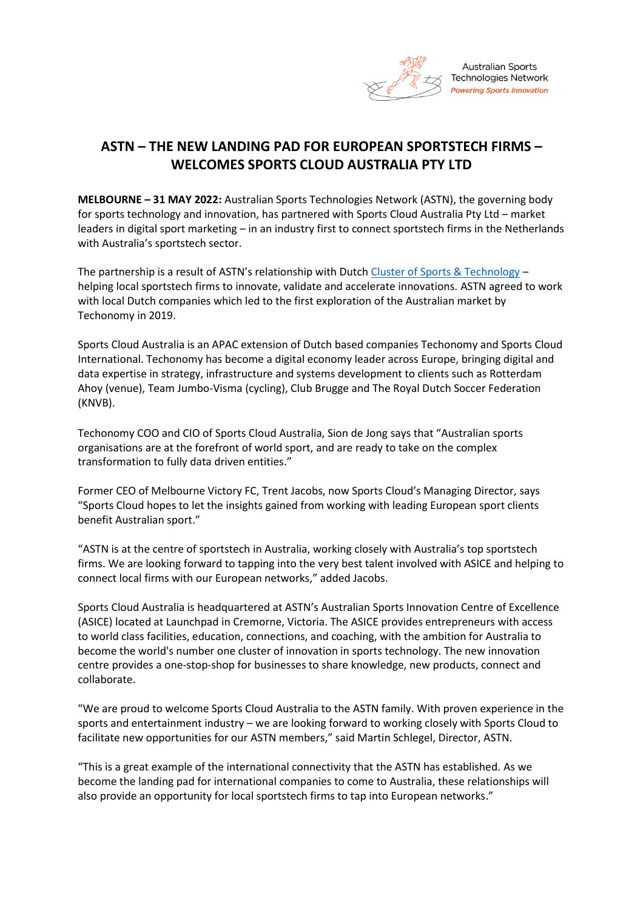Australian Sports Technologies Network
*Powering Sports Innovation*

# ASTN – THE NEW LANDING PAD FOR EUROPEAN SPORTSTECH FIRMS – WELCOMES SPORTS CLOUD AUSTRALIA PTY LTD

**MELBOURNE – 31 MAY 2022:** Australian Sports Technologies Network (ASTN), the governing body for sports technology and innovation, has partnered with Sports Cloud Australia Pty Ltd – market leaders in digital sport marketing – in an industry first to connect sportstech firms in the Netherlands with Australia's sportstech sector.

The partnership is a result of ASTN's relationship with Dutch [Cluster of Sports & Technology]() – helping local sportstech firms to innovate, validate and accelerate innovations. ASTN agreed to work with local Dutch companies which led to the first exploration of the Australian market by Techonomy in 2019.

Sports Cloud Australia is an APAC extension of Dutch based companies Techonomy and Sports Cloud International. Techonomy has become a digital economy leader across Europe, bringing digital and data expertise in strategy, infrastructure and systems development to clients such as Rotterdam Ahoy (venue), Team Jumbo-Visma (cycling), Club Brugge and The Royal Dutch Soccer Federation (KNVB).

Techonomy COO and CIO of Sports Cloud Australia, Sion de Jong says that "Australian sports organisations are at the forefront of world sport, and are ready to take on the complex transformation to fully data driven entities."

Former CEO of Melbourne Victory FC, Trent Jacobs, now Sports Cloud's Managing Director, says "Sports Cloud hopes to let the insights gained from working with leading European sport clients benefit Australian sport."

"ASTN is at the centre of sportstech in Australia, working closely with Australia's top sportstech firms. We are looking forward to tapping into the very best talent involved with ASICE and helping to connect local firms with our European networks," added Jacobs.

Sports Cloud Australia is headquartered at ASTN's Australian Sports Innovation Centre of Excellence (ASICE) located at Launchpad in Cremorne, Victoria. The ASICE provides entrepreneurs with access to world class facilities, education, connections, and coaching, with the ambition for Australia to become the world's number one cluster of innovation in sports technology. The new innovation centre provides a one-stop-shop for businesses to share knowledge, new products, connect and collaborate.

"We are proud to welcome Sports Cloud Australia to the ASTN family. With proven experience in the sports and entertainment industry – we are looking forward to working closely with Sports Cloud to facilitate new opportunities for our ASTN members," said Martin Schlegel, Director, ASTN.

"This is a great example of the international connectivity that the ASTN has established. As we become the landing pad for international companies to come to Australia, these relationships will also provide an opportunity for local sportstech firms to tap into European networks."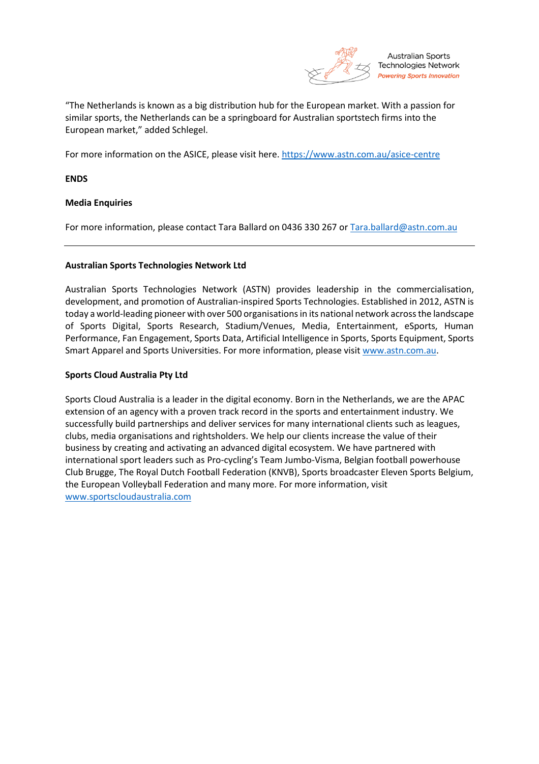"The Netherlands is known as a big distribution hub for the European market. With a passion for similar sports, the Netherlands can be a springboard for Australian sportstech firms into the European market," added Schlegel.

For more information on the ASICE, please visit here. https://www.astn.com.au/asice-centre

**ENDS**

**Media Enquiries**

For more information, please contact Tara Ballard on 0436 330 267 or Tara.ballard@astn.com.au

---

**Australian Sports Technologies Network Ltd**

Australian Sports Technologies Network (ASTN) provides leadership in the commercialisation, development, and promotion of Australian-inspired Sports Technologies. Established in 2012, ASTN is today a world-leading pioneer with over 500 organisations in its national network across the landscape of Sports Digital, Sports Research, Stadium/Venues, Media, Entertainment, eSports, Human Performance, Fan Engagement, Sports Data, Artificial Intelligence in Sports, Sports Equipment, Sports Smart Apparel and Sports Universities. For more information, please visit www.astn.com.au.

**Sports Cloud Australia Pty Ltd**

Sports Cloud Australia is a leader in the digital economy. Born in the Netherlands, we are the APAC extension of an agency with a proven track record in the sports and entertainment industry. We successfully build partnerships and deliver services for many international clients such as leagues, clubs, media organisations and rightsholders. We help our clients increase the value of their business by creating and activating an advanced digital ecosystem. We have partnered with international sport leaders such as Pro-cycling's Team Jumbo-Visma, Belgian football powerhouse Club Brugge, The Royal Dutch Football Federation (KNVB), Sports broadcaster Eleven Sports Belgium, the European Volleyball Federation and many more. For more information, visit www.sportscloudaustralia.com